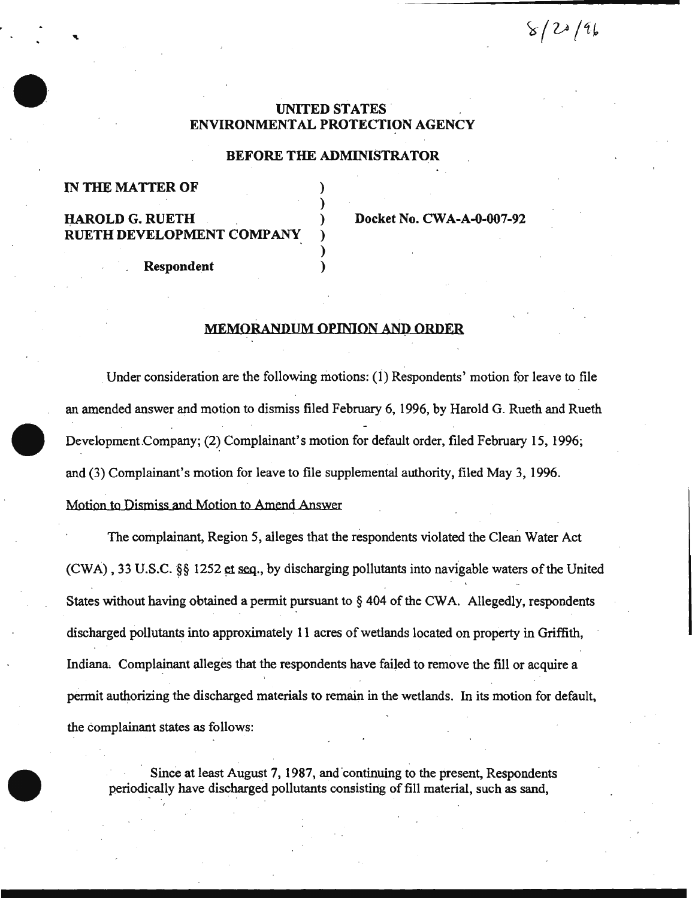8/20/96

**UNITED STATES**
**ENVIRONMENTAL PROTECTION AGENCY**

**BEFORE THE ADMINISTRATOR**

| | | |
|---|---|---|
| **IN THE MATTER OF** | ) | |
| | ) | |
| **HAROLD G. RUETH** | ) | **Docket No. CWA-A-0-007-92** |
| **RUETH DEVELOPMENT COMPANY** | ) | |
| | ) | |
| **Respondent** | ) | |

## MEMORANDUM OPINION AND ORDER

Under consideration are the following motions: (1) Respondents' motion for leave to file an amended answer and motion to dismiss filed February 6, 1996, by Harold G. Rueth and Rueth Development Company; (2) Complainant's motion for default order, filed February 15, 1996; and (3) Complainant's motion for leave to file supplemental authority, filed May 3, 1996.

Motion to Dismiss and Motion to Amend Answer

The complainant, Region 5, alleges that the respondents violated the Clean Water Act (CWA), 33 U.S.C. §§ 1252 et seq., by discharging pollutants into navigable waters of the United States without having obtained a permit pursuant to § 404 of the CWA. Allegedly, respondents discharged pollutants into approximately 11 acres of wetlands located on property in Griffith, Indiana. Complainant alleges that the respondents have failed to remove the fill or acquire a permit authorizing the discharged materials to remain in the wetlands. In its motion for default, the complainant states as follows:

> Since at least August 7, 1987, and continuing to the present, Respondents periodically have discharged pollutants consisting of fill material, such as sand,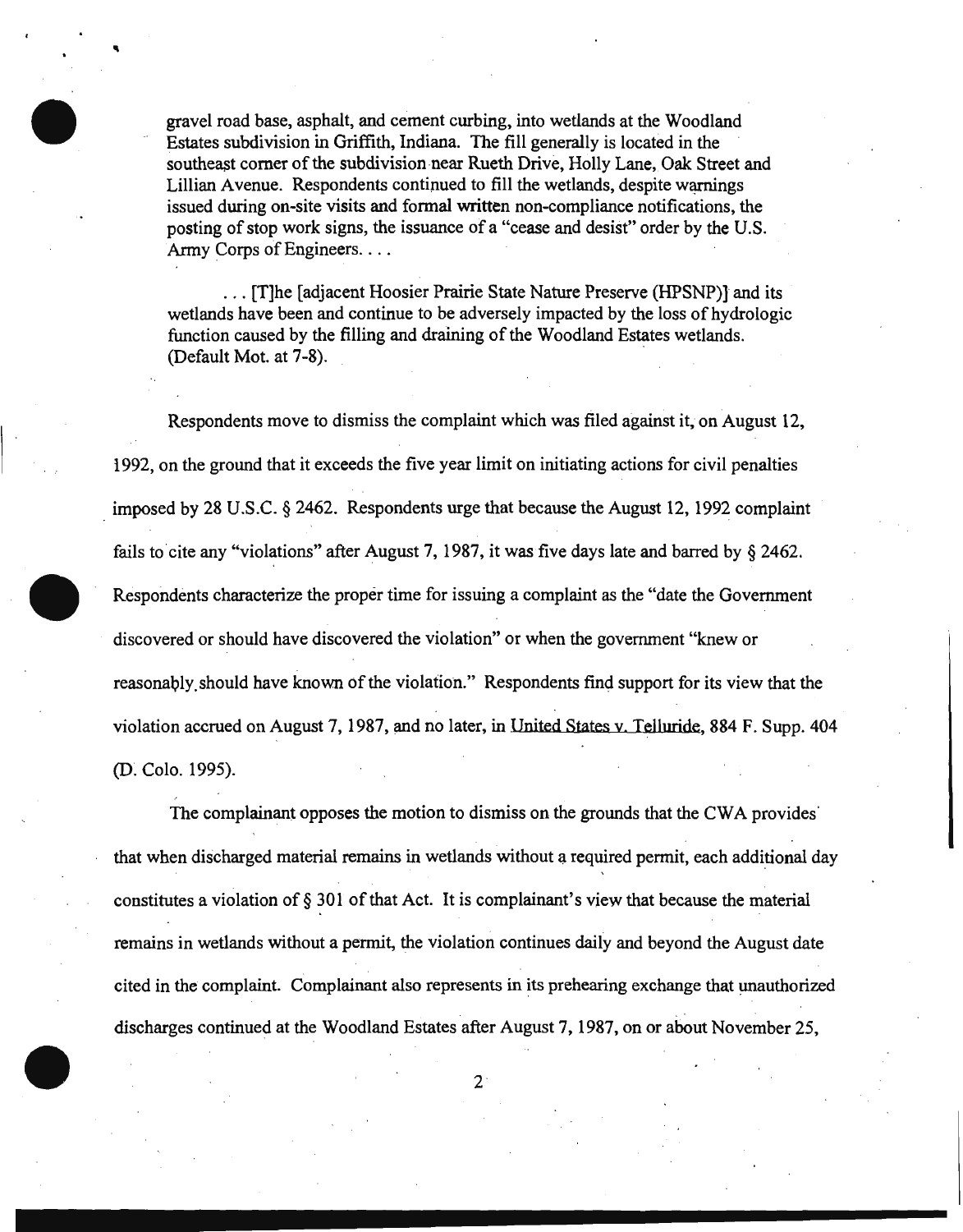gravel road base, asphalt, and cement curbing, into wetlands at the Woodland Estates subdivision in Griffith, Indiana. The fill generally is located in the southeast corner of the subdivision near Rueth Drive, Holly Lane, Oak Street and Lillian Avenue. Respondents continued to fill the wetlands, despite warnings issued during on-site visits and formal written non-compliance notifications, the posting of stop work signs, the issuance of a "cease and desist" order by the U.S. Army Corps of Engineers. . . .

> . . . [T]he [adjacent Hoosier Prairie State Nature Preserve (HPSNP)] and its wetlands have been and continue to be adversely impacted by the loss of hydrologic function caused by the filling and draining of the Woodland Estates wetlands. (Default Mot. at 7-8).

Respondents move to dismiss the complaint which was filed against it, on August 12, 1992, on the ground that it exceeds the five year limit on initiating actions for civil penalties imposed by 28 U.S.C. § 2462. Respondents urge that because the August 12, 1992 complaint fails to cite any "violations" after August 7, 1987, it was five days late and barred by § 2462. Respondents characterize the proper time for issuing a complaint as the "date the Government discovered or should have discovered the violation" or when the government "knew or reasonably should have known of the violation." Respondents find support for its view that the violation accrued on August 7, 1987, and no later, in United States v. Telluride, 884 F. Supp. 404 (D. Colo. 1995).

The complainant opposes the motion to dismiss on the grounds that the CWA provides that when discharged material remains in wetlands without a required permit, each additional day constitutes a violation of § 301 of that Act. It is complainant's view that because the material remains in wetlands without a permit, the violation continues daily and beyond the August date cited in the complaint. Complainant also represents in its prehearing exchange that unauthorized discharges continued at the Woodland Estates after August 7, 1987, on or about November 25,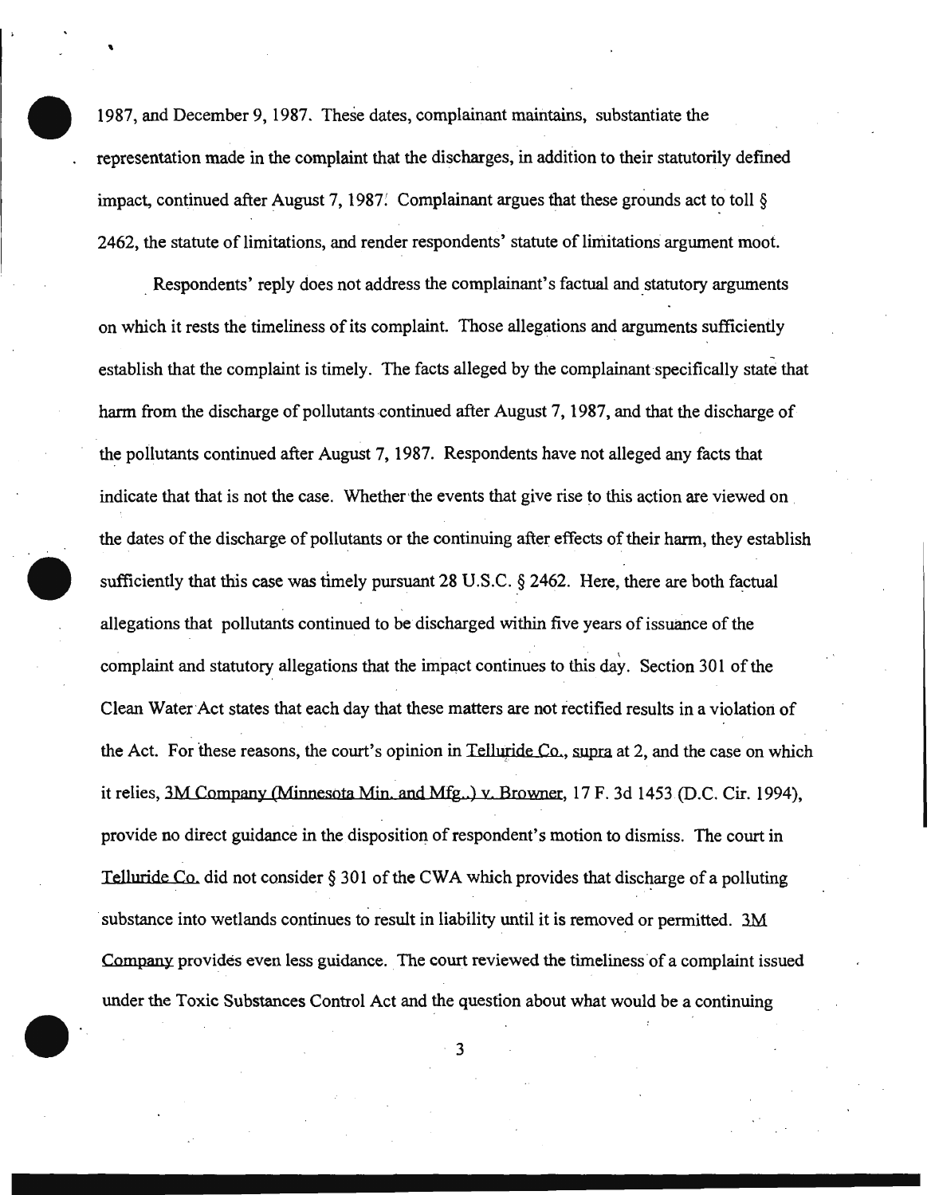1987, and December 9, 1987. These dates, complainant maintains, substantiate the representation made in the complaint that the discharges, in addition to their statutorily defined impact, continued after August 7, 1987. Complainant argues that these grounds act to toll § 2462, the statute of limitations, and render respondents' statute of limitations argument moot.

Respondents' reply does not address the complainant's factual and statutory arguments on which it rests the timeliness of its complaint. Those allegations and arguments sufficiently establish that the complaint is timely. The facts alleged by the complainant specifically state that harm from the discharge of pollutants continued after August 7, 1987, and that the discharge of the pollutants continued after August 7, 1987. Respondents have not alleged any facts that indicate that that is not the case. Whether the events that give rise to this action are viewed on the dates of the discharge of pollutants or the continuing after effects of their harm, they establish sufficiently that this case was timely pursuant 28 U.S.C. § 2462. Here, there are both factual allegations that pollutants continued to be discharged within five years of issuance of the complaint and statutory allegations that the impact continues to this day. Section 301 of the Clean Water Act states that each day that these matters are not rectified results in a violation of the Act. For these reasons, the court's opinion in Telluride Co., supra at 2, and the case on which it relies, 3M Company (Minnesota Min. and Mfg.) v. Browner, 17 F. 3d 1453 (D.C. Cir. 1994), provide no direct guidance in the disposition of respondent's motion to dismiss. The court in Telluride Co. did not consider § 301 of the CWA which provides that discharge of a polluting substance into wetlands continues to result in liability until it is removed or permitted. 3M Company provides even less guidance. The court reviewed the timeliness of a complaint issued under the Toxic Substances Control Act and the question about what would be a continuing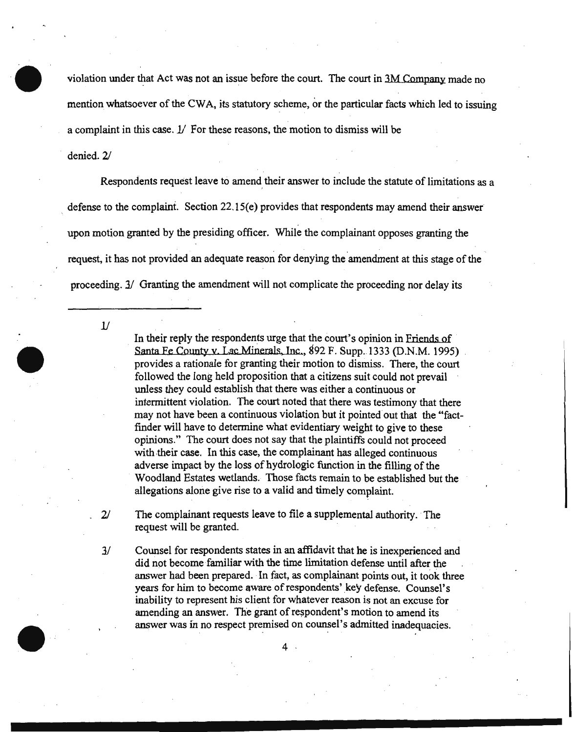violation under that Act was not an issue before the court. The court in 3M Company made no mention whatsoever of the CWA, its statutory scheme, or the particular facts which led to issuing a complaint in this case. 1/ For these reasons, the motion to dismiss will be denied. 2/

Respondents request leave to amend their answer to include the statute of limitations as a defense to the complaint. Section 22.15(e) provides that respondents may amend their answer upon motion granted by the presiding officer. While the complainant opposes granting the request, it has not provided an adequate reason for denying the amendment at this stage of the proceeding. 3/ Granting the amendment will not complicate the proceeding nor delay its

---

1/ In their reply the respondents urge that the court's opinion in Friends of Santa Fe County v. Lac Minerals, Inc., 892 F. Supp. 1333 (D.N.M. 1995) provides a rationale for granting their motion to dismiss. There, the court followed the long held proposition that a citizens suit could not prevail unless they could establish that there was either a continuous or intermittent violation. The court noted that there was testimony that there may not have been a continuous violation but it pointed out that the "fact-finder will have to determine what evidentiary weight to give to these opinions." The court does not say that the plaintiffs could not proceed with their case. In this case, the complainant has alleged continuous adverse impact by the loss of hydrologic function in the filling of the Woodland Estates wetlands. Those facts remain to be established but the allegations alone give rise to a valid and timely complaint.

2/ The complainant requests leave to file a supplemental authority. The request will be granted.

3/ Counsel for respondents states in an affidavit that he is inexperienced and did not become familiar with the time limitation defense until after the answer had been prepared. In fact, as complainant points out, it took three years for him to become aware of respondents' key defense. Counsel's inability to represent his client for whatever reason is not an excuse for amending an answer. The grant of respondent's motion to amend its answer was in no respect premised on counsel's admitted inadequacies.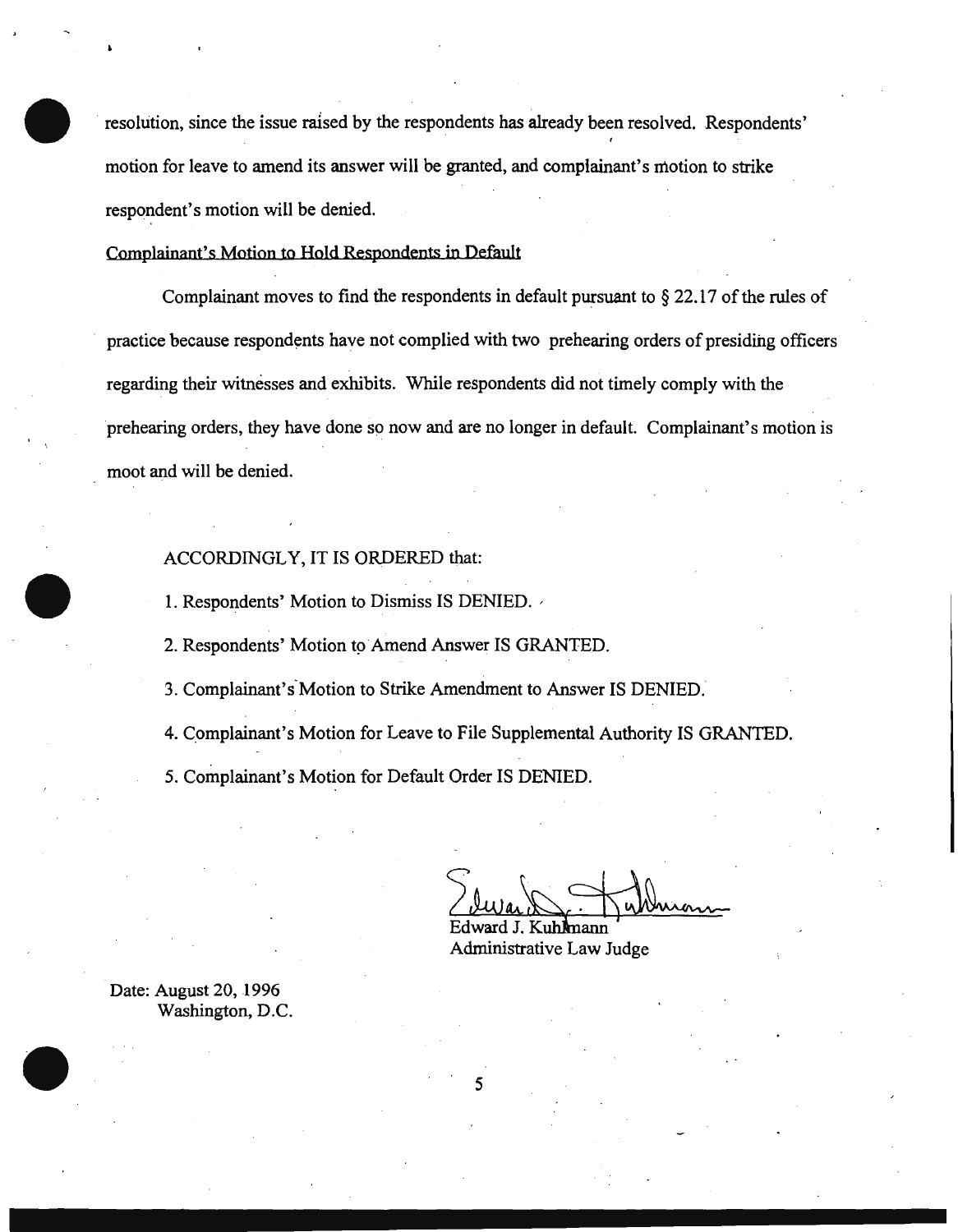resolution, since the issue raised by the respondents has already been resolved. Respondents' motion for leave to amend its answer will be granted, and complainant's motion to strike respondent's motion will be denied.

Complainant's Motion to Hold Respondents in Default

Complainant moves to find the respondents in default pursuant to § 22.17 of the rules of practice because respondents have not complied with two prehearing orders of presiding officers regarding their witnesses and exhibits. While respondents did not timely comply with the prehearing orders, they have done so now and are no longer in default. Complainant's motion is moot and will be denied.

ACCORDINGLY, IT IS ORDERED that:

1. Respondents' Motion to Dismiss IS DENIED.

2. Respondents' Motion to Amend Answer IS GRANTED.

3. Complainant's Motion to Strike Amendment to Answer IS DENIED.

4. Complainant's Motion for Leave to File Supplemental Authority IS GRANTED.

5. Complainant's Motion for Default Order IS DENIED.

Edward J. Kuhlmann
Administrative Law Judge

Date: August 20, 1996
Washington, D.C.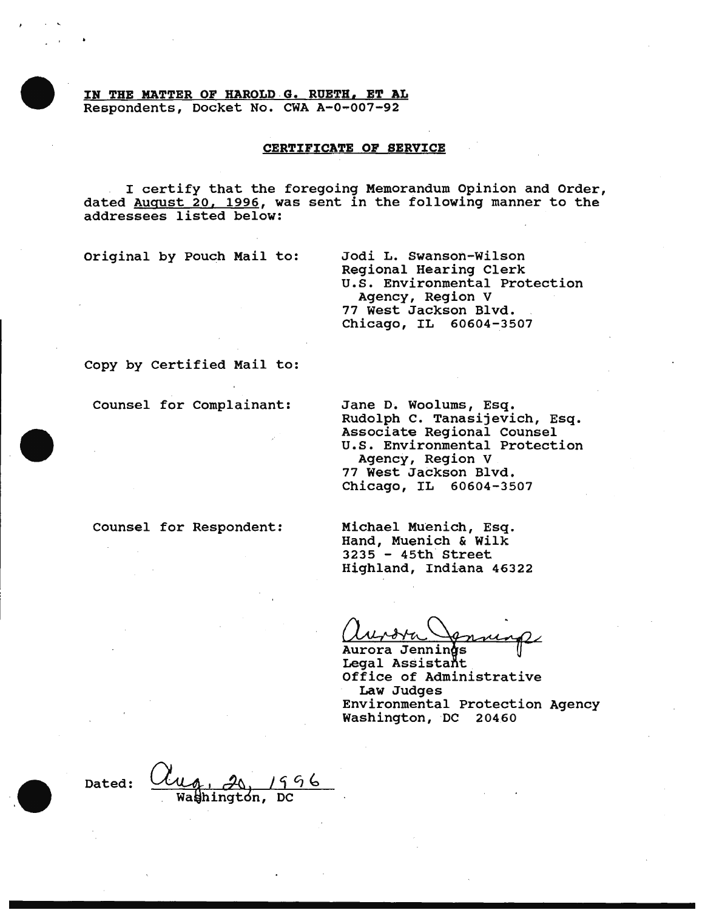**IN THE MATTER OF HAROLD G. RUETH, ET AL**
Respondents, Docket No. CWA A-0-007-92

**CERTIFICATE OF SERVICE**

I certify that the foregoing Memorandum Opinion and Order, dated August 20, 1996, was sent in the following manner to the addressees listed below:

| | |
|---|---|
| Original by Pouch Mail to: | Jodi L. Swanson-Wilson<br>Regional Hearing Clerk<br>U.S. Environmental Protection Agency, Region V<br>77 West Jackson Blvd.<br>Chicago, IL 60604-3507 |
| Copy by Certified Mail to: | |
| Counsel for Complainant: | Jane D. Woolums, Esq.<br>Rudolph C. Tanasijevich, Esq.<br>Associate Regional Counsel<br>U.S. Environmental Protection Agency, Region V<br>77 West Jackson Blvd.<br>Chicago, IL 60604-3507 |
| Counsel for Respondent: | Michael Muenich, Esq.<br>Hand, Muenich & Wilk<br>3235 - 45th Street<br>Highland, Indiana 46322 |

Aurora Jennings
Aurora Jennings
Legal Assistant
Office of Administrative Law Judges
Environmental Protection Agency
Washington, DC 20460

Dated: Aug. 20, 1996
Washington, DC